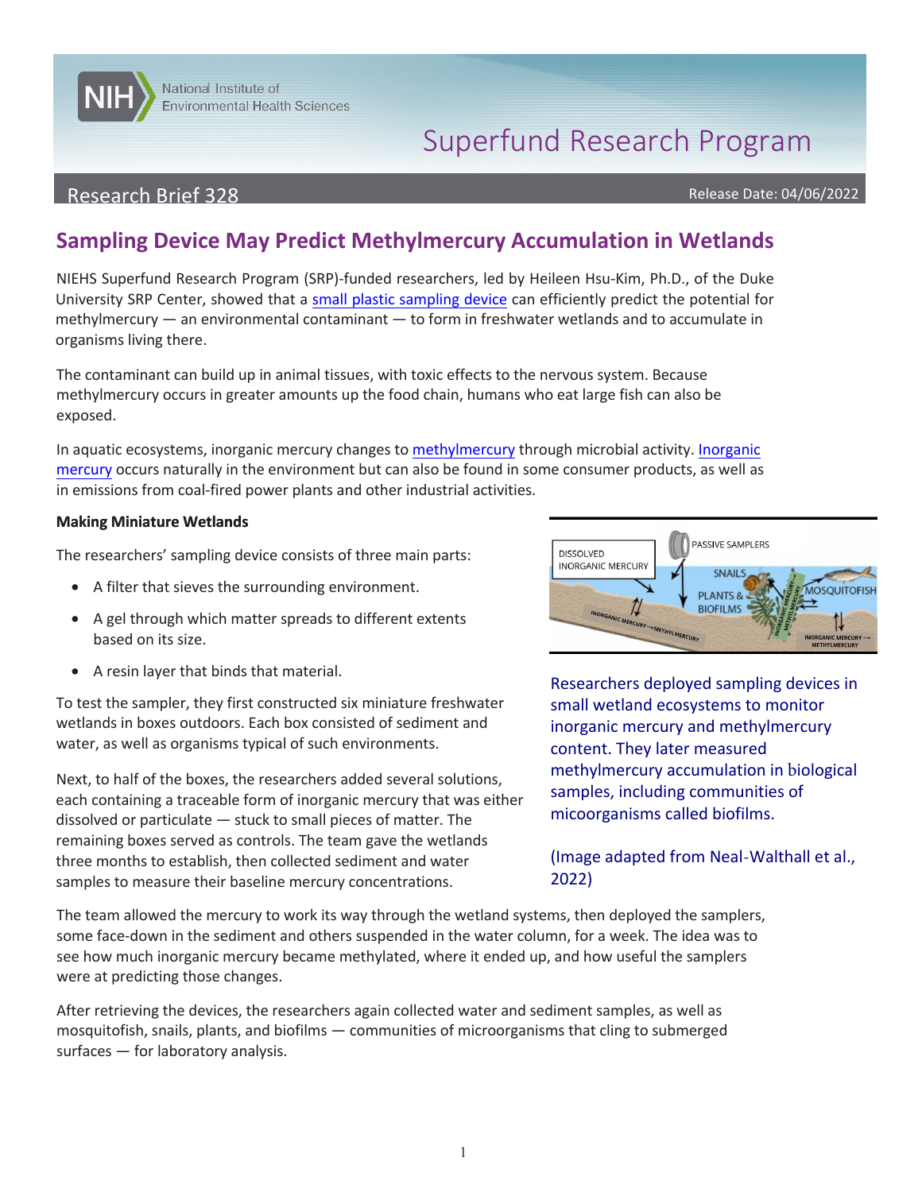National Institute of Environmental Health Sciences

Superfund Research Program

Research Brief 328

Release Date: 04/06/2022

# Sampling Device May Predict Methylmercury Accumulation in Wetlands

NIEHS Superfund Research Program (SRP)-funded researchers, led by Heileen Hsu-Kim, Ph.D., of the Duke University SRP Center, showed that a small plastic sampling device can efficiently predict the potential for methylmercury — an environmental contaminant — to form in freshwater wetlands and to accumulate in organisms living there.

The contaminant can build up in animal tissues, with toxic effects to the nervous system. Because methylmercury occurs in greater amounts up the food chain, humans who eat large fish can also be exposed.

In aquatic ecosystems, inorganic mercury changes to methylmercury through microbial activity. Inorganic mercury occurs naturally in the environment but can also be found in some consumer products, as well as in emissions from coal-fired power plants and other industrial activities.

**Making Miniature Wetlands**

The researchers' sampling device consists of three main parts:

- A filter that sieves the surrounding environment.
- A gel through which matter spreads to different extents based on its size.
- A resin layer that binds that material.

To test the sampler, they first constructed six miniature freshwater wetlands in boxes outdoors. Each box consisted of sediment and water, as well as organisms typical of such environments.

Next, to half of the boxes, the researchers added several solutions, each containing a traceable form of inorganic mercury that was either dissolved or particulate — stuck to small pieces of matter. The remaining boxes served as controls. The team gave the wetlands three months to establish, then collected sediment and water samples to measure their baseline mercury concentrations.

Researchers deployed sampling devices in small wetland ecosystems to monitor inorganic mercury and methylmercury content. They later measured methylmercury accumulation in biological samples, including communities of micoorganisms called biofilms.

(Image adapted from Neal-Walthall et al., 2022)

The team allowed the mercury to work its way through the wetland systems, then deployed the samplers, some face-down in the sediment and others suspended in the water column, for a week. The idea was to see how much inorganic mercury became methylated, where it ended up, and how useful the samplers were at predicting those changes.

After retrieving the devices, the researchers again collected water and sediment samples, as well as mosquitofish, snails, plants, and biofilms — communities of microorganisms that cling to submerged surfaces — for laboratory analysis.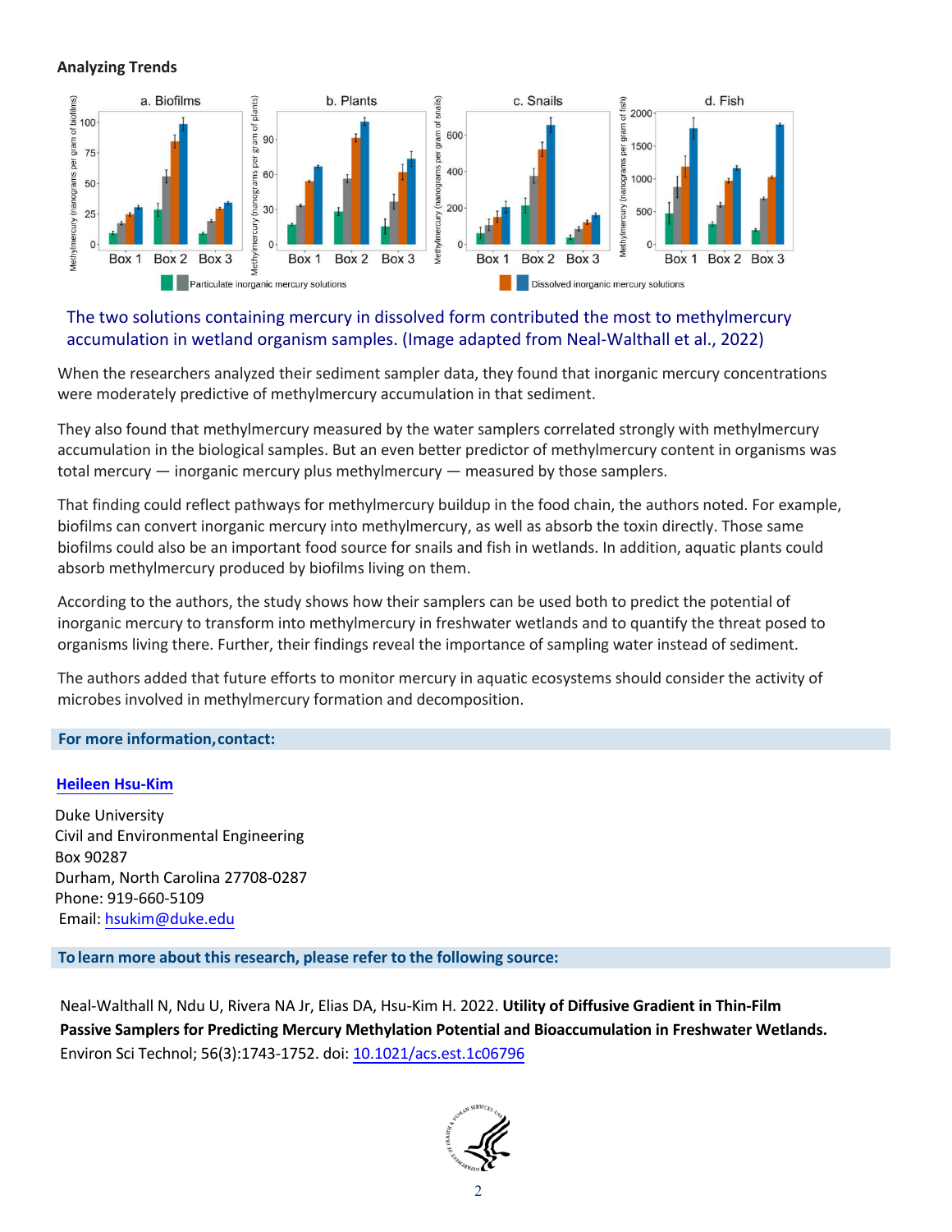**Analyzing Trends**

a. Biofilms

Methylmercury (nanograms per gram of biofilms)

0 25 50 75 100

Box 1 Box 2 Box 3

b. Plants

Methylmercury (nanograms per gram of plants)

0 30 60 90

Box 1 Box 2 Box 3

c. Snails

Methylmercury (nanograms per gram of snails)

0 200 400 600

Box 1 Box 2 Box 3

d. Fish

Methylmercury (nanograms per gram of fish)

0 500 1000 1500 2000

Box 1 Box 2 Box 3

Particulate inorganic mercury solutions

Dissolved inorganic mercury solutions

The two solutions containing mercury in dissolved form contributed the most to methylmercury accumulation in wetland organism samples. (Image adapted from Neal-Walthall et al., 2022)

When the researchers analyzed their sediment sampler data, they found that inorganic mercury concentrations were moderately predictive of methylmercury accumulation in that sediment.

They also found that methylmercury measured by the water samplers correlated strongly with methylmercury accumulation in the biological samples. But an even better predictor of methylmercury content in organisms was total mercury — inorganic mercury plus methylmercury — measured by those samplers.

That finding could reflect pathways for methylmercury buildup in the food chain, the authors noted. For example, biofilms can convert inorganic mercury into methylmercury, as well as absorb the toxin directly. Those same biofilms could also be an important food source for snails and fish in wetlands. In addition, aquatic plants could absorb methylmercury produced by biofilms living on them.

According to the authors, the study shows how their samplers can be used both to predict the potential of inorganic mercury to transform into methylmercury in freshwater wetlands and to quantify the threat posed to organisms living there. Further, their findings reveal the importance of sampling water instead of sediment.

The authors added that future efforts to monitor mercury in aquatic ecosystems should consider the activity of microbes involved in methylmercury formation and decomposition.

**For more information, contact:**

**Heileen Hsu-Kim**

Duke University
Civil and Environmental Engineering
Box 90287
Durham, North Carolina 27708-0287
Phone: 919-660-5109
Email: hsukim@duke.edu

**To learn more about this research, please refer to the following source:**

Neal-Walthall N, Ndu U, Rivera NA Jr, Elias DA, Hsu-Kim H. 2022. **Utility of Diffusive Gradient in Thin-Film Passive Samplers for Predicting Mercury Methylation Potential and Bioaccumulation in Freshwater Wetlands.** Environ Sci Technol; 56(3):1743-1752. doi: 10.1021/acs.est.1c06796